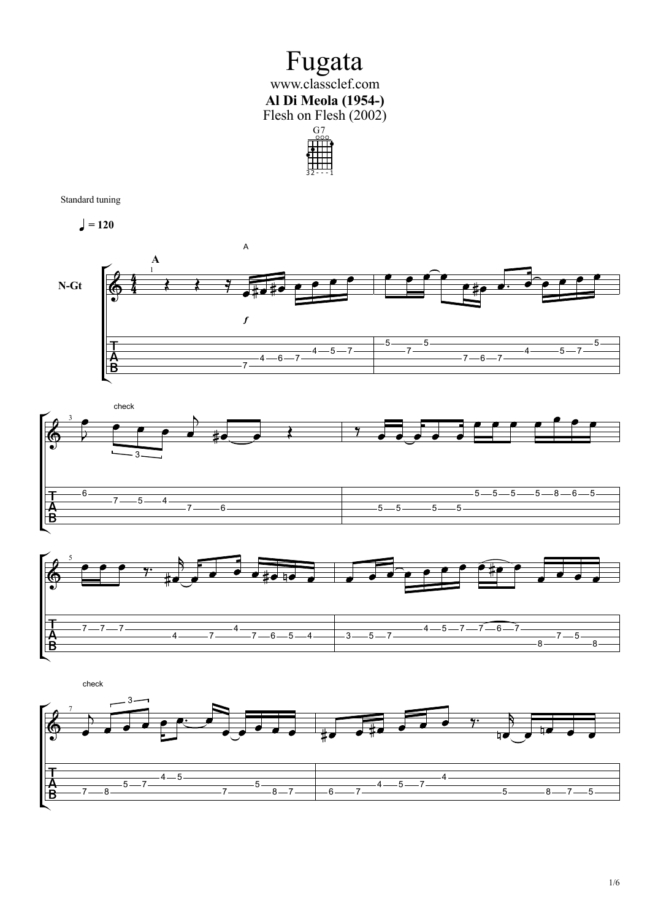# Fugata

www.classclef.com

**Al Di Meola (1954-)**

Flesh on Flesh (2002)

G7

Standard tuning

♩ = 120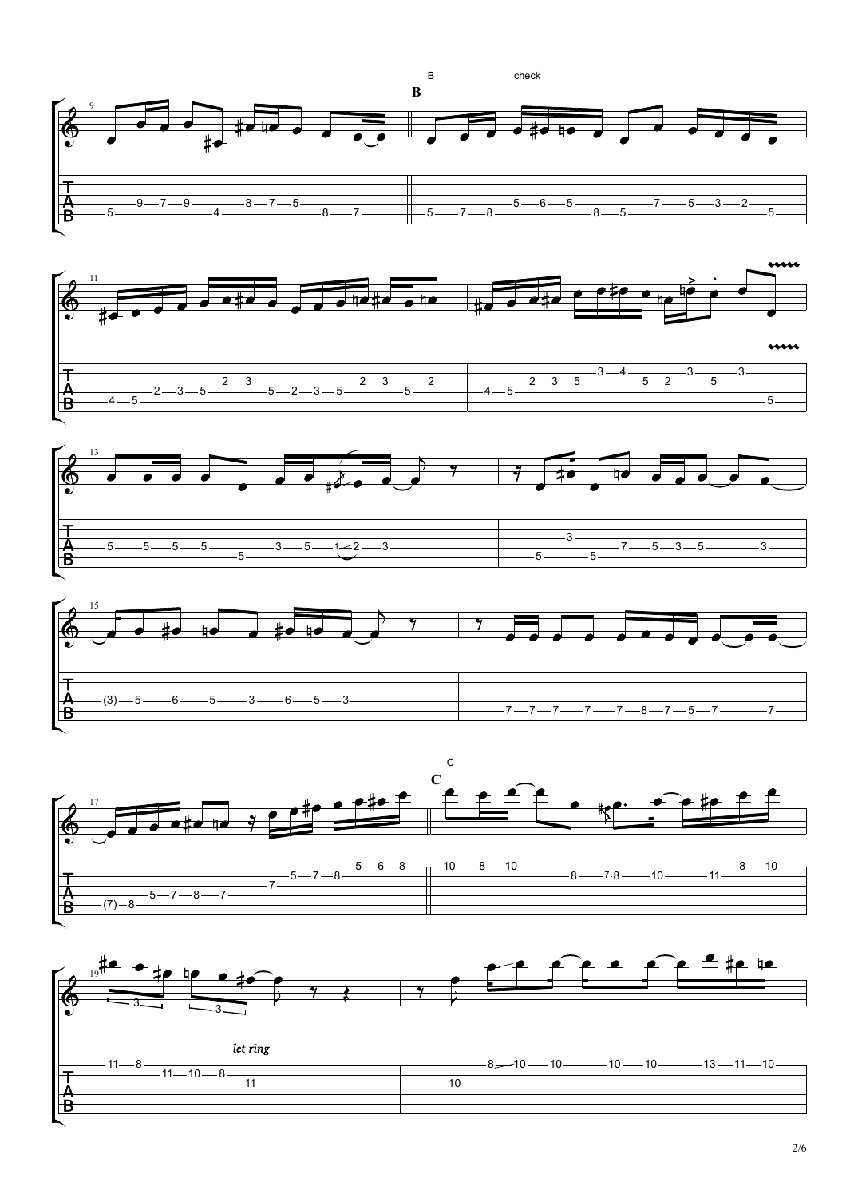B check

**B**

*let ring*

C

**C**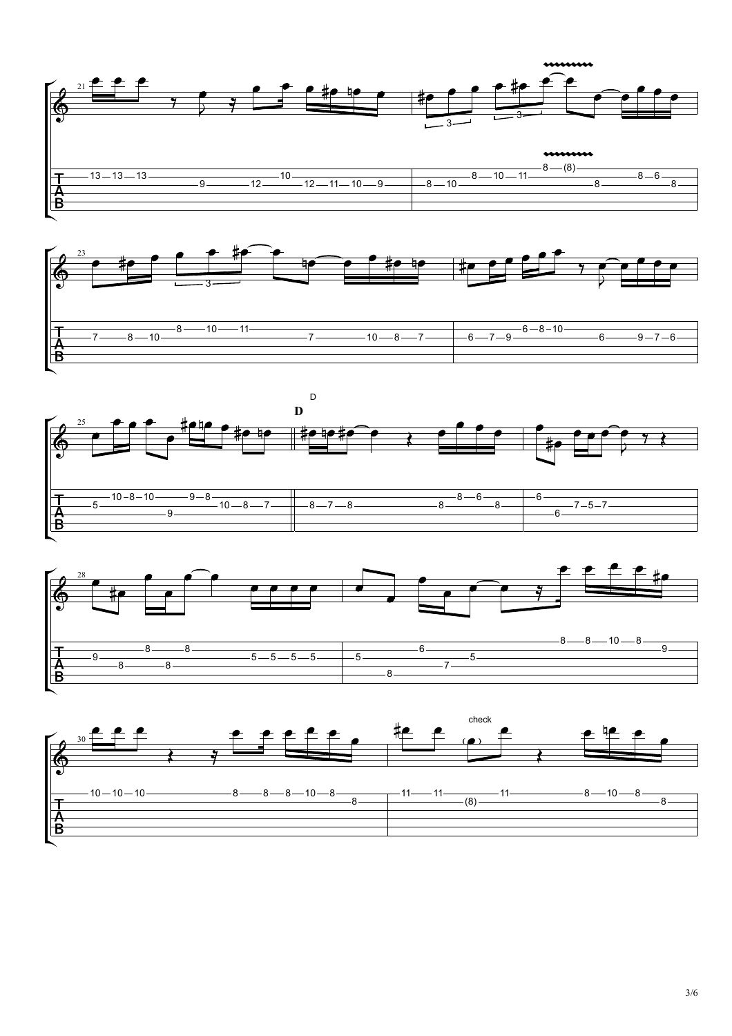D

**D**

check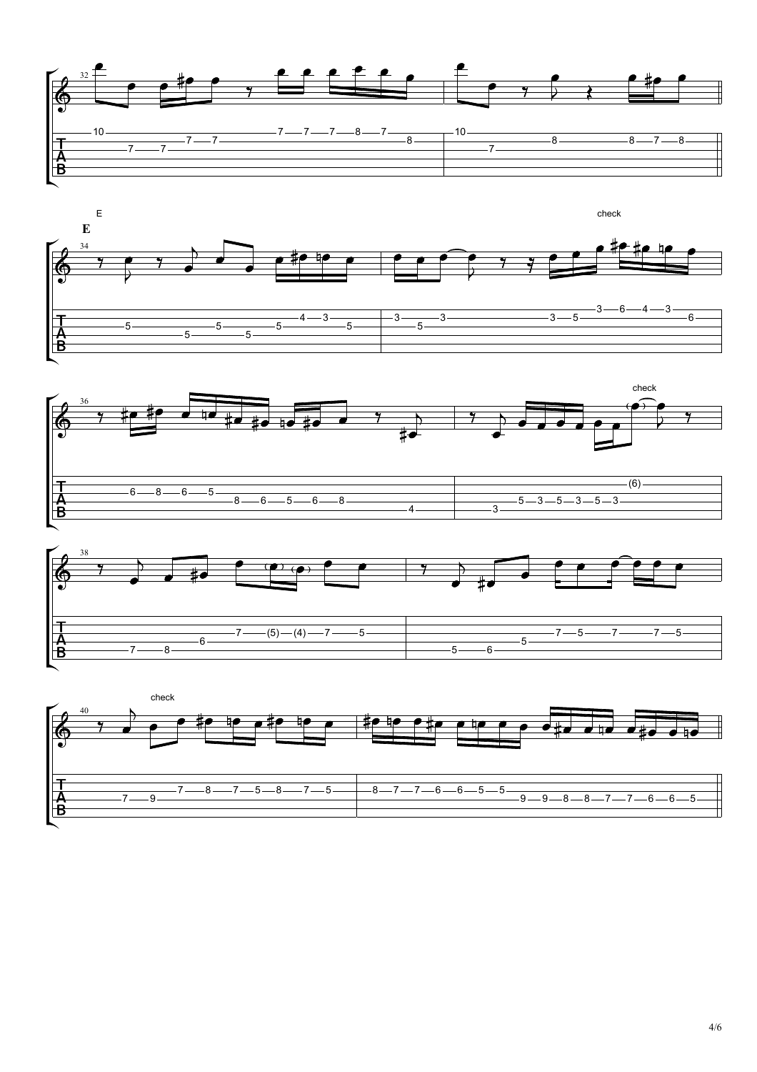E

check

check

check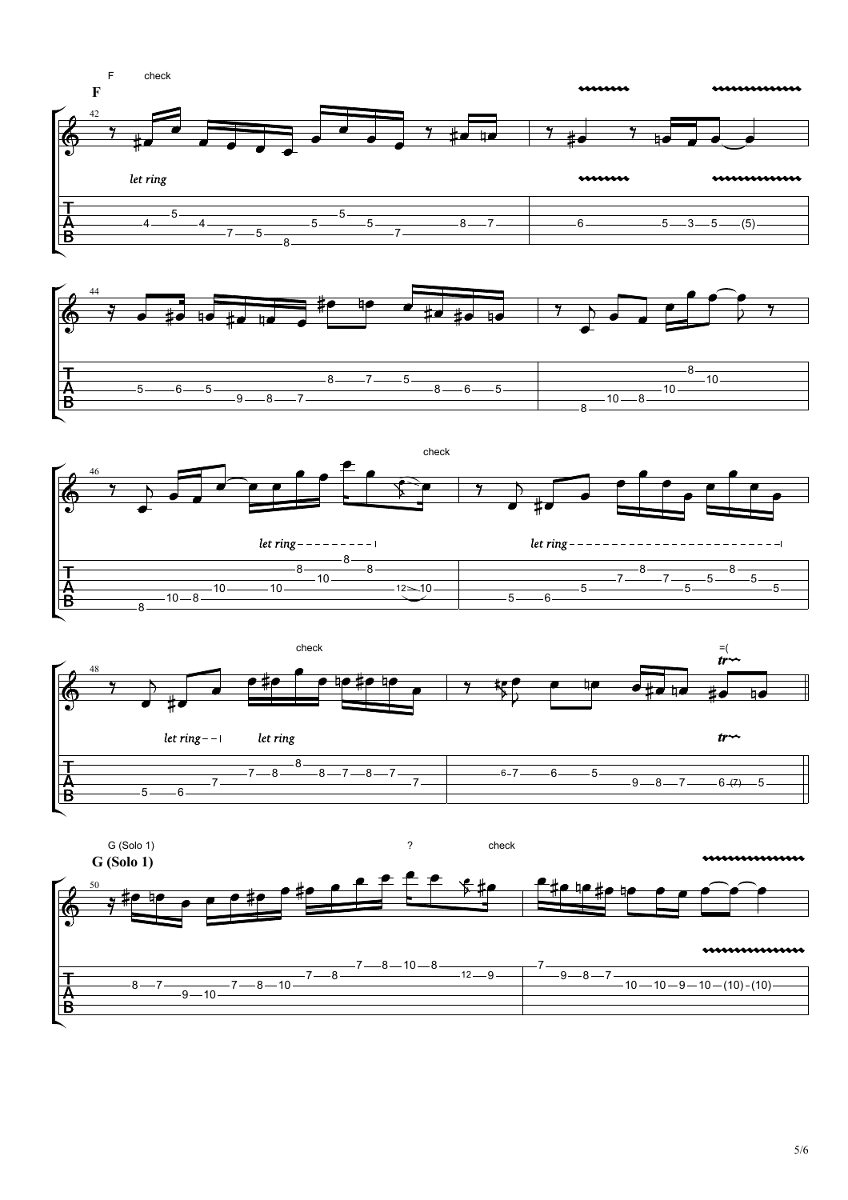F check

**F**

*let ring*

check

*let ring*

*let ring*

check

*let ring*

*let ring*

G (Solo 1) ? check

**G (Solo 1)**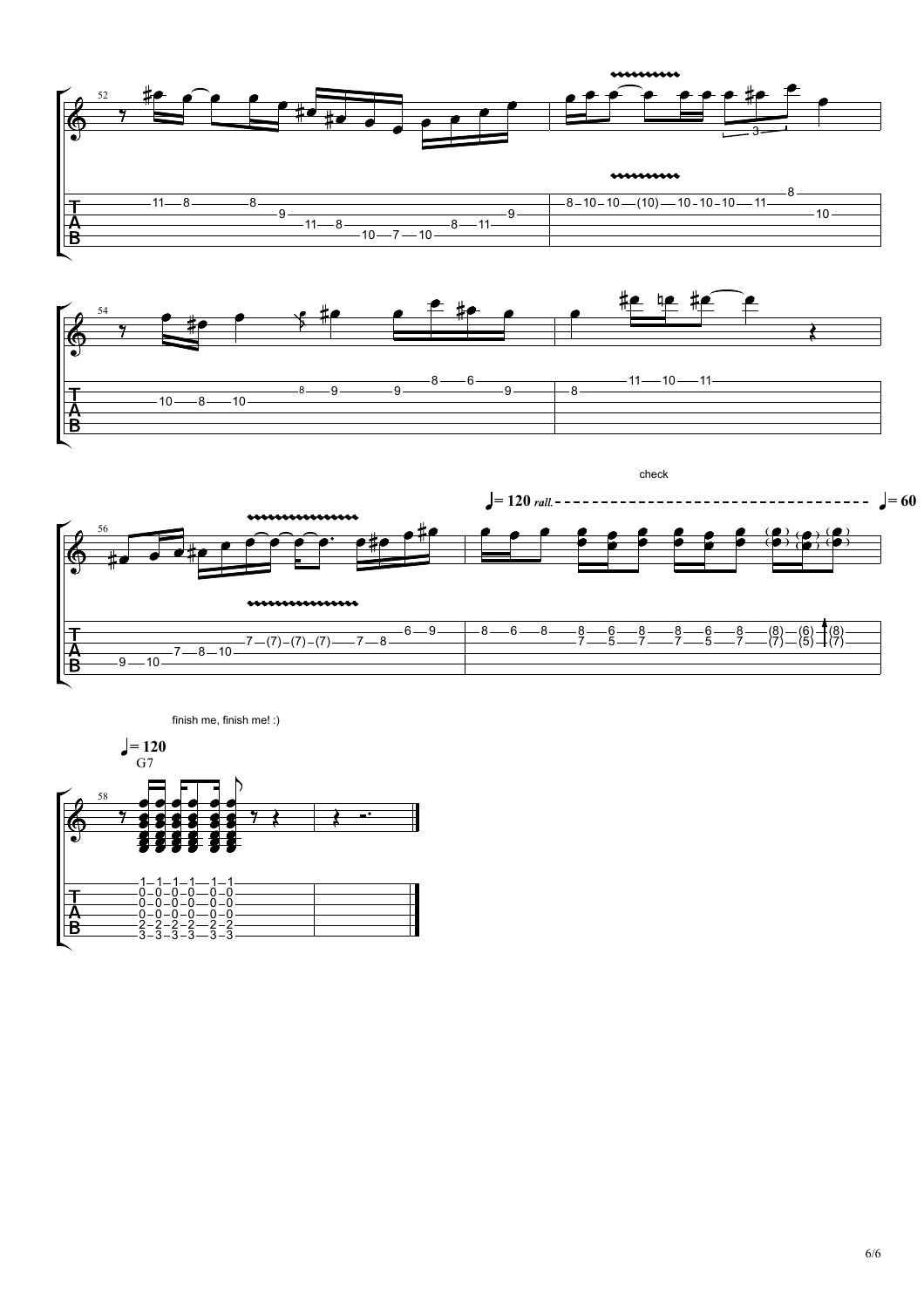check

♩= 120 rall. ♩= 60

finish me, finish me! :)

♩= 120

G7